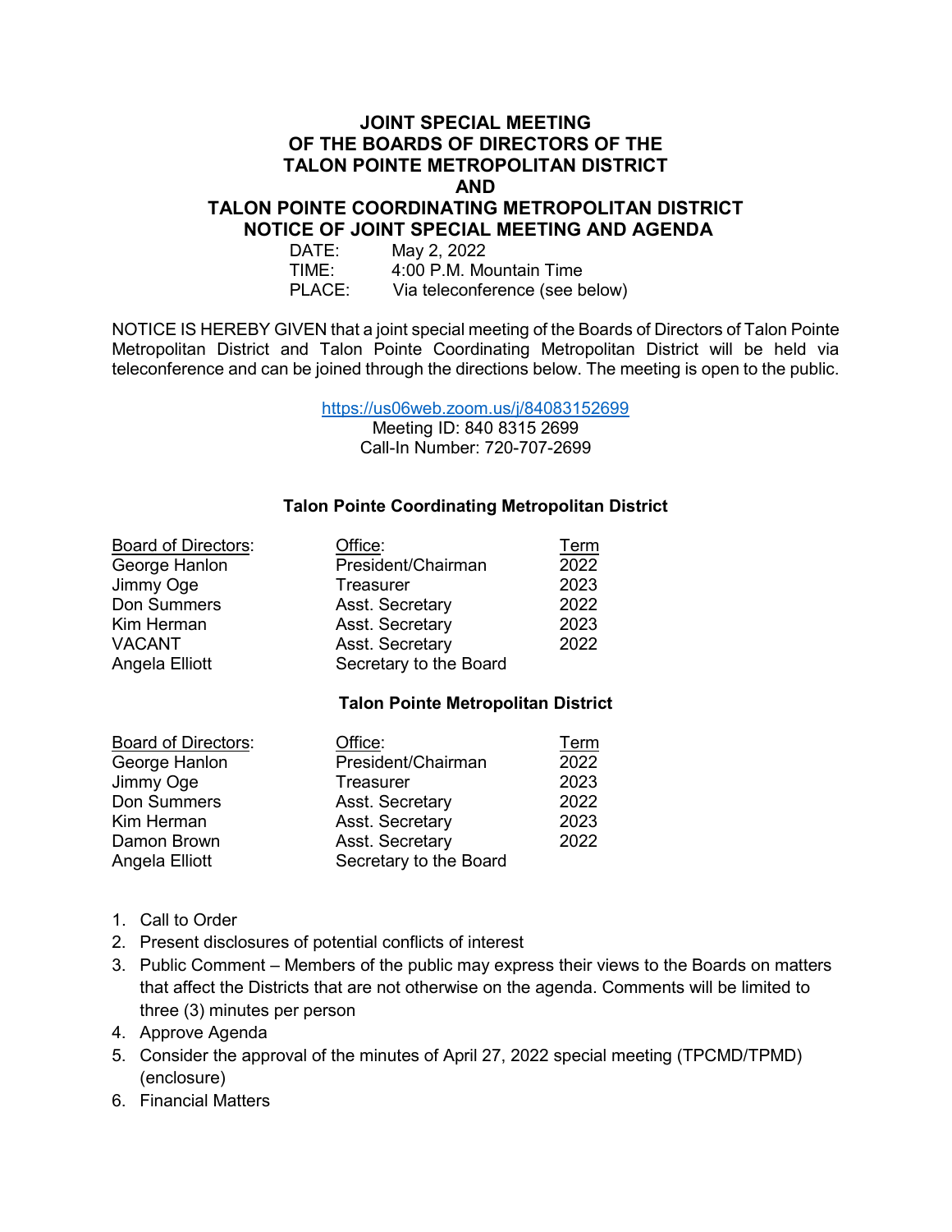# JOINT SPECIAL MEETING
# OF THE BOARDS OF DIRECTORS OF THE
# TALON POINTE METROPOLITAN DISTRICT
# AND
# TALON POINTE COORDINATING METROPOLITAN DISTRICT
# NOTICE OF JOINT SPECIAL MEETING AND AGENDA

DATE: May 2, 2022
TIME: 4:00 P.M. Mountain Time
PLACE: Via teleconference (see below)

NOTICE IS HEREBY GIVEN that a joint special meeting of the Boards of Directors of Talon Pointe Metropolitan District and Talon Pointe Coordinating Metropolitan District will be held via teleconference and can be joined through the directions below. The meeting is open to the public.

https://us06web.zoom.us/j/84083152699
Meeting ID: 840 8315 2699
Call-In Number: 720-707-2699

### Talon Pointe Coordinating Metropolitan District

| Board of Directors: | Office: | Term |
|---|---|---|
| George Hanlon | President/Chairman | 2022 |
| Jimmy Oge | Treasurer | 2023 |
| Don Summers | Asst. Secretary | 2022 |
| Kim Herman | Asst. Secretary | 2023 |
| VACANT | Asst. Secretary | 2022 |
| Angela Elliott | Secretary to the Board | |

### Talon Pointe Metropolitan District

| Board of Directors: | Office: | Term |
|---|---|---|
| George Hanlon | President/Chairman | 2022 |
| Jimmy Oge | Treasurer | 2023 |
| Don Summers | Asst. Secretary | 2022 |
| Kim Herman | Asst. Secretary | 2023 |
| Damon Brown | Asst. Secretary | 2022 |
| Angela Elliott | Secretary to the Board | |

1. Call to Order
2. Present disclosures of potential conflicts of interest
3. Public Comment – Members of the public may express their views to the Boards on matters that affect the Districts that are not otherwise on the agenda. Comments will be limited to three (3) minutes per person
4. Approve Agenda
5. Consider the approval of the minutes of April 27, 2022 special meeting (TPCMD/TPMD) (enclosure)
6. Financial Matters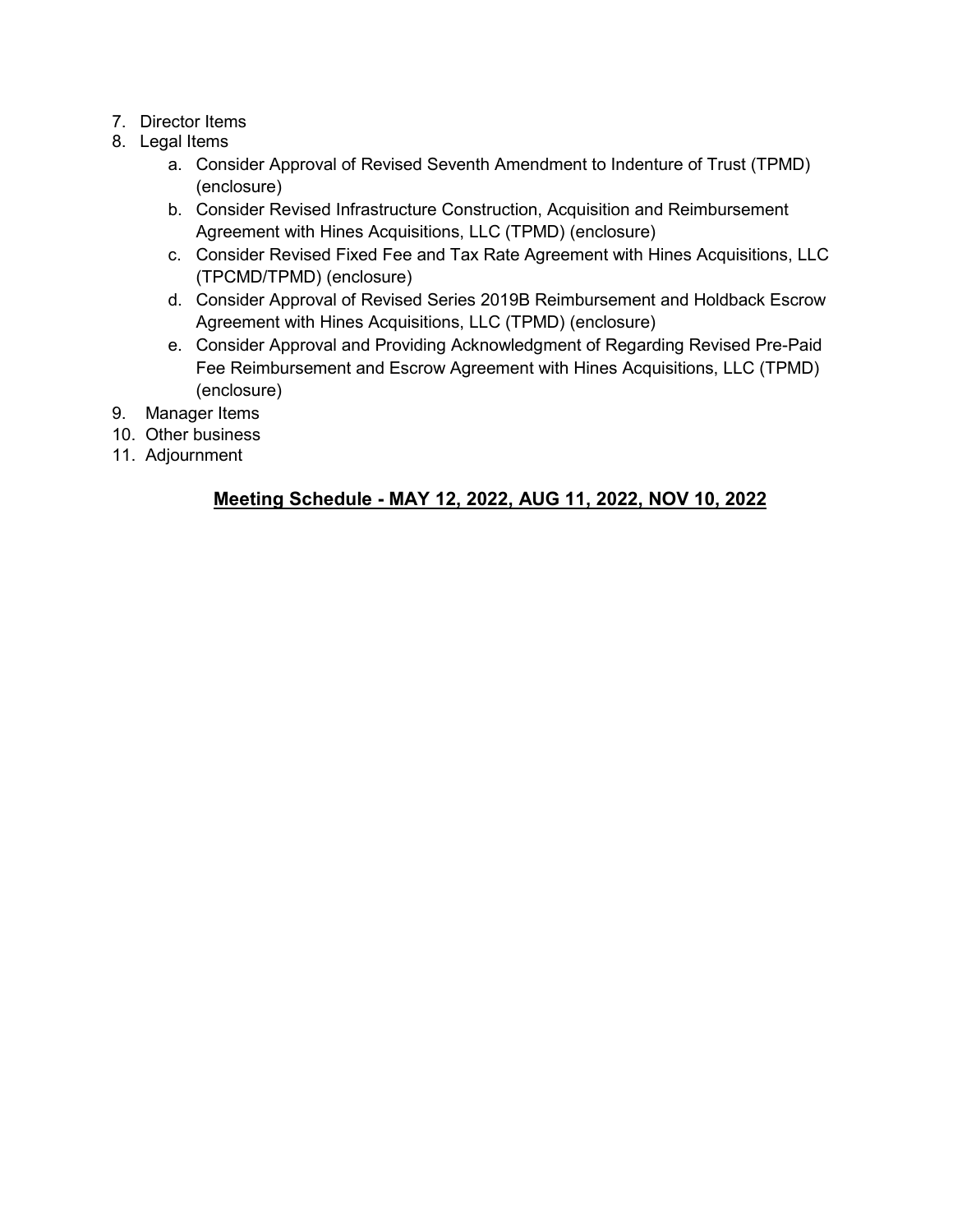7. Director Items
8. Legal Items
   a. Consider Approval of Revised Seventh Amendment to Indenture of Trust (TPMD) (enclosure)
   b. Consider Revised Infrastructure Construction, Acquisition and Reimbursement Agreement with Hines Acquisitions, LLC (TPMD) (enclosure)
   c. Consider Revised Fixed Fee and Tax Rate Agreement with Hines Acquisitions, LLC (TPCMD/TPMD) (enclosure)
   d. Consider Approval of Revised Series 2019B Reimbursement and Holdback Escrow Agreement with Hines Acquisitions, LLC (TPMD) (enclosure)
   e. Consider Approval and Providing Acknowledgment of Regarding Revised Pre-Paid Fee Reimbursement and Escrow Agreement with Hines Acquisitions, LLC (TPMD) (enclosure)
9. Manager Items
10. Other business
11. Adjournment

**<u>Meeting Schedule - MAY 12, 2022, AUG 11, 2022, NOV 10, 2022</u>**